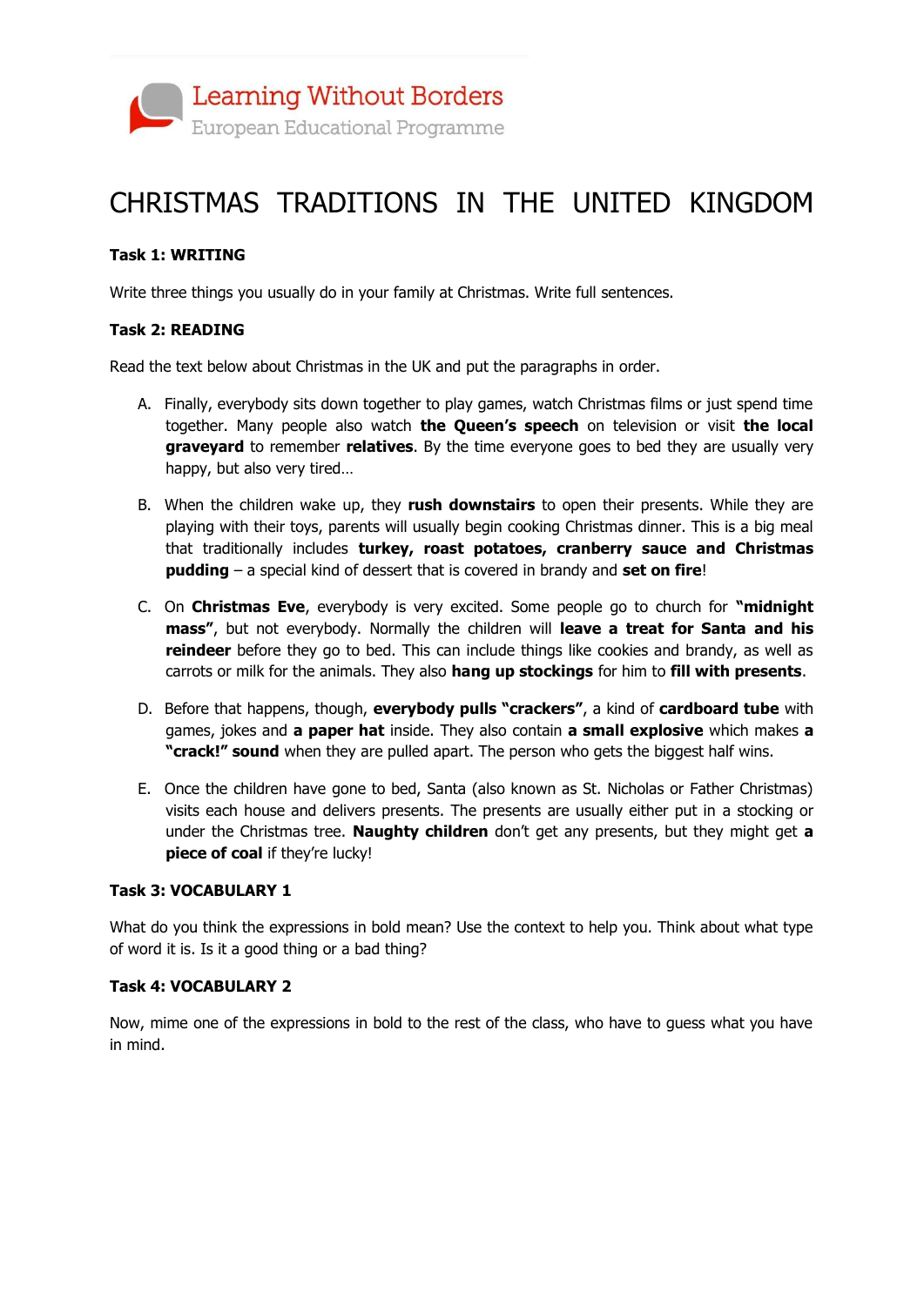Learning Without Borders
European Educational Programme

# CHRISTMAS TRADITIONS IN THE UNITED KINGDOM

**Task 1: WRITING**

Write three things you usually do in your family at Christmas. Write full sentences.

**Task 2: READING**

Read the text below about Christmas in the UK and put the paragraphs in order.

A. Finally, everybody sits down together to play games, watch Christmas films or just spend time together. Many people also watch **the Queen's speech** on television or visit **the local graveyard** to remember **relatives**. By the time everyone goes to bed they are usually very happy, but also very tired…

B. When the children wake up, they **rush downstairs** to open their presents. While they are playing with their toys, parents will usually begin cooking Christmas dinner. This is a big meal that traditionally includes **turkey, roast potatoes, cranberry sauce and Christmas pudding** – a special kind of dessert that is covered in brandy and **set on fire**!

C. On **Christmas Eve**, everybody is very excited. Some people go to church for **"midnight mass"**, but not everybody. Normally the children will **leave a treat for Santa and his reindeer** before they go to bed. This can include things like cookies and brandy, as well as carrots or milk for the animals. They also **hang up stockings** for him to **fill with presents**.

D. Before that happens, though, **everybody pulls "crackers"**, a kind of **cardboard tube** with games, jokes and **a paper hat** inside. They also contain **a small explosive** which makes **a "crack!" sound** when they are pulled apart. The person who gets the biggest half wins.

E. Once the children have gone to bed, Santa (also known as St. Nicholas or Father Christmas) visits each house and delivers presents. The presents are usually either put in a stocking or under the Christmas tree. **Naughty children** don't get any presents, but they might get **a piece of coal** if they're lucky!

**Task 3: VOCABULARY 1**

What do you think the expressions in bold mean? Use the context to help you. Think about what type of word it is. Is it a good thing or a bad thing?

**Task 4: VOCABULARY 2**

Now, mime one of the expressions in bold to the rest of the class, who have to guess what you have in mind.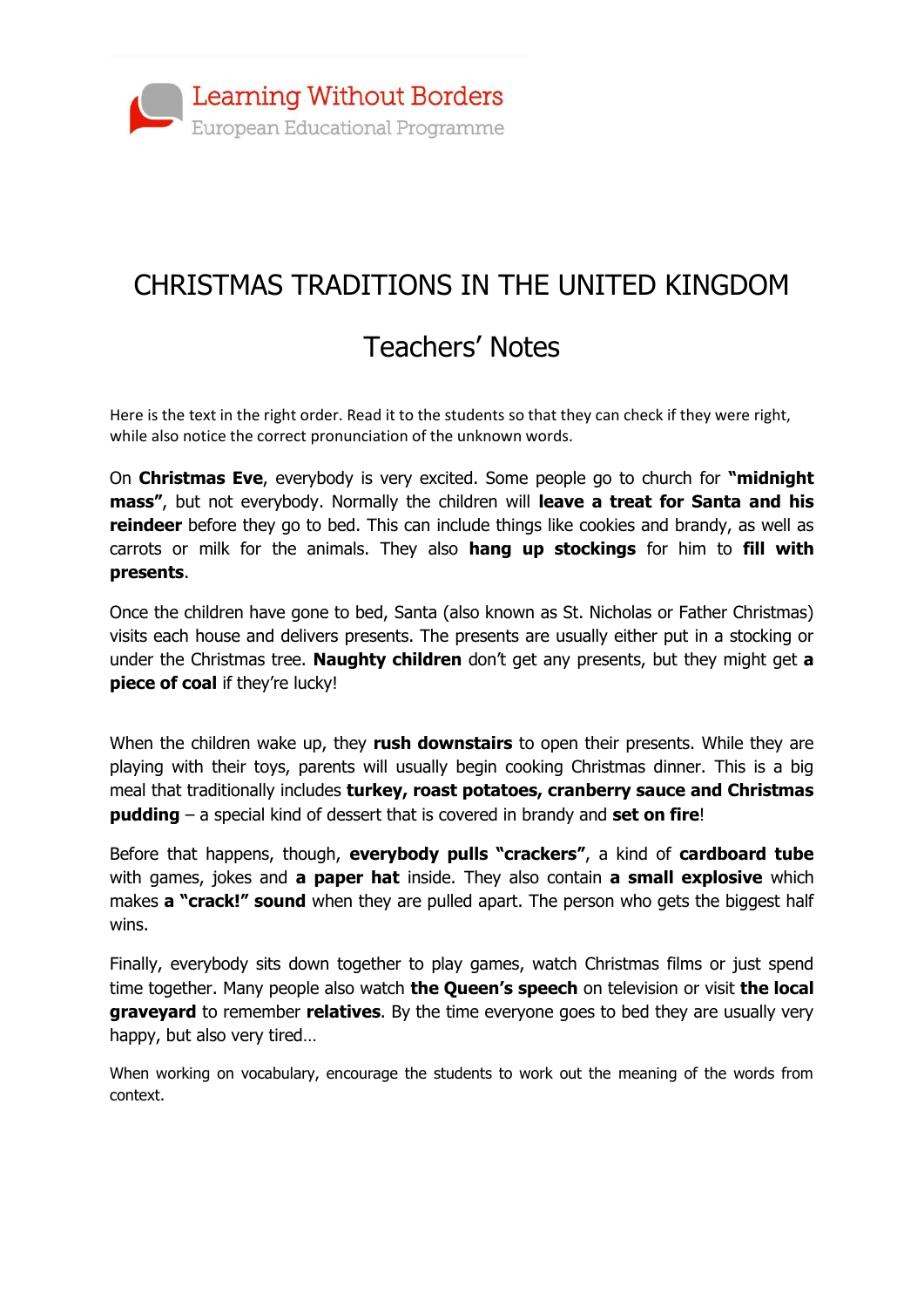Learning Without Borders
European Educational Programme

# CHRISTMAS TRADITIONS IN THE UNITED KINGDOM

## Teachers' Notes

Here is the text in the right order. Read it to the students so that they can check if they were right, while also notice the correct pronunciation of the unknown words.

On **Christmas Eve**, everybody is very excited. Some people go to church for **"midnight mass"**, but not everybody. Normally the children will **leave a treat for Santa and his reindeer** before they go to bed. This can include things like cookies and brandy, as well as carrots or milk for the animals. They also **hang up stockings** for him to **fill with presents**.

Once the children have gone to bed, Santa (also known as St. Nicholas or Father Christmas) visits each house and delivers presents. The presents are usually either put in a stocking or under the Christmas tree. **Naughty children** don't get any presents, but they might get **a piece of coal** if they're lucky!

When the children wake up, they **rush downstairs** to open their presents. While they are playing with their toys, parents will usually begin cooking Christmas dinner. This is a big meal that traditionally includes **turkey, roast potatoes, cranberry sauce and Christmas pudding** – a special kind of dessert that is covered in brandy and **set on fire**!

Before that happens, though, **everybody pulls "crackers"**, a kind of **cardboard tube** with games, jokes and **a paper hat** inside. They also contain **a small explosive** which makes **a "crack!" sound** when they are pulled apart. The person who gets the biggest half wins.

Finally, everybody sits down together to play games, watch Christmas films or just spend time together. Many people also watch **the Queen's speech** on television or visit **the local graveyard** to remember **relatives**. By the time everyone goes to bed they are usually very happy, but also very tired…

When working on vocabulary, encourage the students to work out the meaning of the words from context.